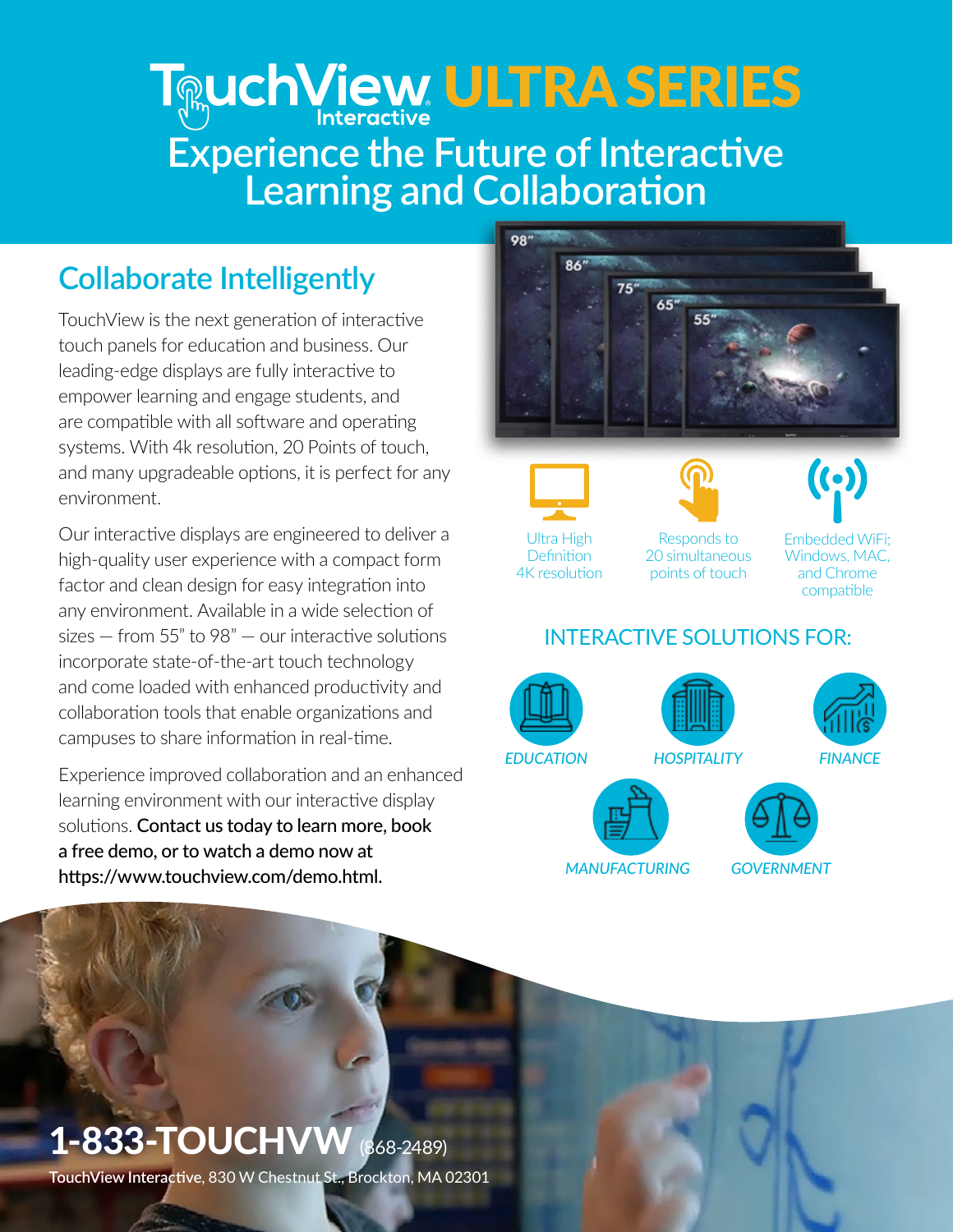# TouchView Interactive ULTRA SERIES

## Experience the Future of Interactive Learning and Collaboration

## Collaborate Intelligently

TouchView is the next generation of interactive touch panels for education and business. Our leading-edge displays are fully interactive to empower learning and engage students, and are compatible with all software and operating systems. With 4k resolution, 20 Points of touch, and many upgradeable options, it is perfect for any environment.

Our interactive displays are engineered to deliver a high-quality user experience with a compact form factor and clean design for easy integration into any environment. Available in a wide selection of sizes — from 55" to 98" — our interactive solutions incorporate state-of-the-art touch technology and come loaded with enhanced productivity and collaboration tools that enable organizations and campuses to share information in real-time.

Experience improved collaboration and an enhanced learning environment with our interactive display solutions. **Contact us today to learn more, book a free demo, or to watch a demo now at https://www.touchview.com/demo.html.**

98" 86" 75" 65" 55"

- Ultra High Definition 4K resolution
- Responds to 20 simultaneous points of touch
- Embedded WiFi; Windows, MAC, and Chrome compatible

### INTERACTIVE SOLUTIONS FOR:

*EDUCATION* *HOSPITALITY* *FINANCE* *MANUFACTURING* *GOVERNMENT*

**1-833-TOUCHVW** (868-2489)

**TouchView Interactive**, 830 W Chestnut St., Brockton, MA 02301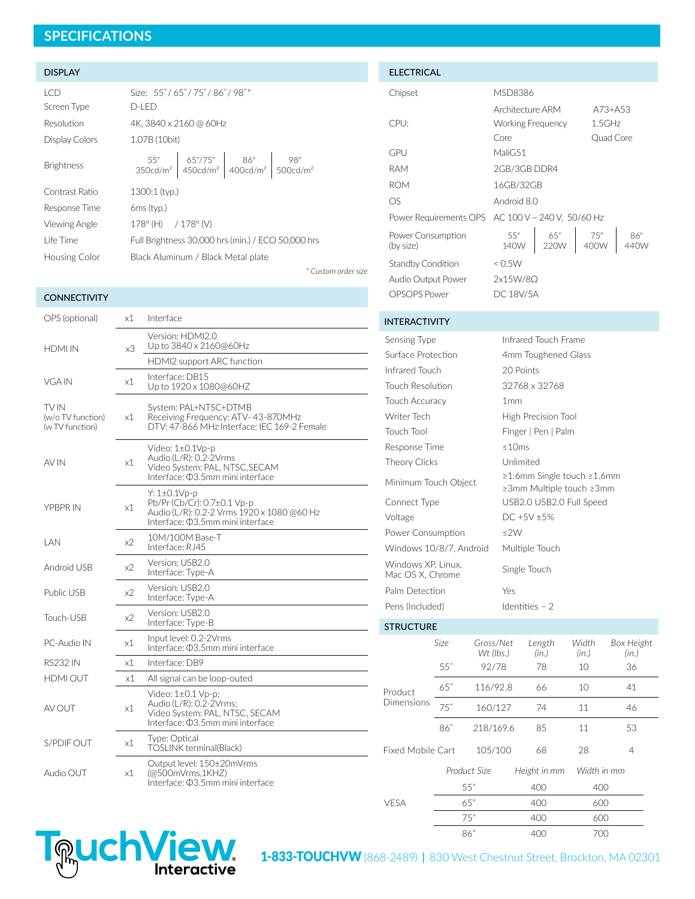# SPECIFICATIONS

## DISPLAY

| | |
|---|---|
| LCD | Size: 55"/ 65"/ 75"/ 86"/ 98"* |
| Screen Type | D-LED |
| Resolution | 4K, 3840 x 2160 @ 60Hz |
| Display Colors | 1.07B (10bit) |
| Brightness | 55" 350cd/m² \| 65"/75" 450cd/m² \| 86" 400cd/m² \| 98" 500cd/m² |
| Contrast Ratio | 1300:1 (typ.) |
| Response Time | 6ms (typ.) |
| Viewing Angle | 178° (H) / 178° (V) |
| Life Time | Full Brightness 30,000 hrs (min.) / ECO 50,000 hrs |
| Housing Color | Black Aluminum / Black Metal plate |

*\* Custom order size*

## CONNECTIVITY

| | | |
|---|---|---|
| OPS (optional) | x1 | Interface |
| HDMI IN | x3 | Version: HDMI2.0<br>Up to 3840 x 2160@60Hz<br>HDMI2 support ARC function |
| VGA IN | x1 | Interface: DB15<br>Up to 1920 x 1080@60HZ |
| TV IN<br>(w/o TV function)<br>(w TV function) | x1 | System: PAL+NTSC+DTMB<br>Receiving Frequency: ATV- 43-870MHz<br>DTV: 47-866 MHz Interface: IEC 169-2 Female |
| AV IN | x1 | Video: 1±0.1Vp-p<br>Audio (L/R): 0.2-2Vrms<br>Video System: PAL, NTSC,SECAM<br>Interface: Φ3.5mm mini interface |
| YPBPR IN | x1 | Y: 1±0.1Vp-p<br>Pb/Pr (Cb/Cr): 0.7±0.1 Vp-p<br>Audio (L/R): 0.2-2 Vrms 1920 x 1080 @60 Hz<br>Interface: Φ3.5mm mini interface |
| LAN | x2 | 10M/100M Base-T<br>Interface: RJ45 |
| Android USB | x2 | Version: USB2.0<br>Interface: Type-A |
| Public USB | x2 | Version: USB2.0<br>Interface: Type-A |
| Touch-USB | x2 | Version: USB2.0<br>Interface: Type-B |
| PC-Audio IN | x1 | Input level: 0.2-2Vrms<br>Interface: Φ3.5mm mini interface |
| RS232 IN | x1 | Interface: DB9 |
| HDMI OUT | x1 | All signal can be loop-outed |
| AV OUT | x1 | Video: 1±0.1 Vp-p;<br>Audio (L/R): 0.2-2Vrms;<br>Video System: PAL, NTSC, SECAM<br>Interface: Φ3.5mm mini interface |
| S/PDIF OUT | x1 | Type: Optical<br>TOSLINK terminal(Black) |
| Audio OUT | x1 | Output level: 150±20mVrms<br>(@500mVrms,1KHZ)<br>Interface: Φ3.5mm mini interface |

## ELECTRICAL

| | |
|---|---|
| Chipset | MSD8386 |
| CPU: | Architecture ARM A73+A53<br>Working Frequency 1.5GHz<br>Core Quad Core |
| GPU | MaliG51 |
| RAM | 2GB/3GB DDR4 |
| ROM | 16GB/32GB |
| OS | Android 8.0 |
| Power Requirements OPS | AC 100 V ~ 240 V, 50/60 Hz |
| Power Consumption (by size) | 55" 140W \| 65" 220W \| 75" 400W \| 86" 440W |
| Standby Condition | < 0.5W |
| Audio Output Power | 2x15W/8Ω |
| OPSOPS Power | DC 18V/5A |

## INTERACTIVITY

| | |
|---|---|
| Sensing Type | Infrared Touch Frame |
| Surface Protection | 4mm Toughened Glass |
| Infrared Touch | 20 Points |
| Touch Resolution | 32768 x 32768 |
| Touch Accuracy | 1mm |
| Writer Tech | High Precision Tool |
| Touch Tool | Finger \| Pen \| Palm |
| Response Time | ≤10ms |
| Theory Clicks | Unlimited |
| Minimum Touch Object | ≥1.6mm Single touch ≥1.6mm<br>≥3mm Multiple touch ≥3mm |
| Connect Type | USB2.0 USB2.0 Full Speed |
| Voltage | DC +5V ±5% |
| Power Consumption | ≤2W |
| Windows 10/8/7, Android | Multiple Touch |
| Windows XP, Linux, Mac OS X, Chrome | Single Touch |
| Palm Detection | Yes |
| Pens (Included) | Identities – 2 |

## STRUCTURE

| | Size | Gross/Net Wt (lbs.) | Length (in.) | Width (in.) | Box Height (in.) |
|---|---|---|---|---|---|
| Product Dimensions | 55" | 92/78 | 78 | 10 | 36 |
| | 65" | 116/92.8 | 66 | 10 | 41 |
| | 75" | 160/127 | 74 | 11 | 46 |
| | 86" | 218/169.6 | 85 | 11 | 53 |
| Fixed Mobile Cart | | 105/100 | 68 | 28 | 4 |

| | Product Size | Height in mm | Width in mm |
|---|---|---|---|
| VESA | 55" | 400 | 400 |
| | 65" | 400 | 600 |
| | 75" | 400 | 600 |
| | 86" | 400 | 700 |

TouchView Interactive

**1-833-TOUCHVW** (868-2489) | 830 West Chestnut Street, Brockton, MA 02301